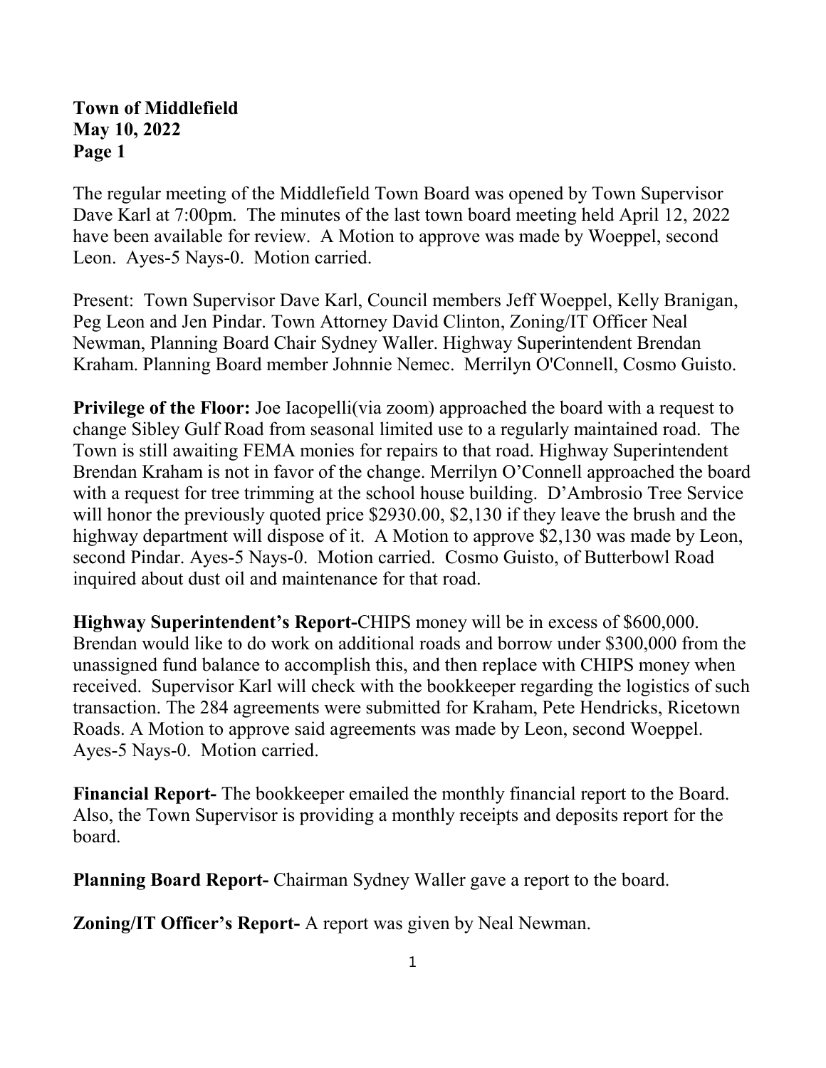**Town of Middlefield**
**May 10, 2022**
**Page 1**

The regular meeting of the Middlefield Town Board was opened by Town Supervisor Dave Karl at 7:00pm. The minutes of the last town board meeting held April 12, 2022 have been available for review. A Motion to approve was made by Woeppel, second Leon. Ayes-5 Nays-0. Motion carried.

Present: Town Supervisor Dave Karl, Council members Jeff Woeppel, Kelly Branigan, Peg Leon and Jen Pindar. Town Attorney David Clinton, Zoning/IT Officer Neal Newman, Planning Board Chair Sydney Waller. Highway Superintendent Brendan Kraham. Planning Board member Johnnie Nemec. Merrilyn O'Connell, Cosmo Guisto.

**Privilege of the Floor:** Joe Iacopelli(via zoom) approached the board with a request to change Sibley Gulf Road from seasonal limited use to a regularly maintained road. The Town is still awaiting FEMA monies for repairs to that road. Highway Superintendent Brendan Kraham is not in favor of the change. Merrilyn O'Connell approached the board with a request for tree trimming at the school house building. D'Ambrosio Tree Service will honor the previously quoted price $2930.00, $2,130 if they leave the brush and the highway department will dispose of it. A Motion to approve $2,130 was made by Leon, second Pindar. Ayes-5 Nays-0. Motion carried. Cosmo Guisto, of Butterbowl Road inquired about dust oil and maintenance for that road.

**Highway Superintendent's Report-**CHIPS money will be in excess of $600,000. Brendan would like to do work on additional roads and borrow under $300,000 from the unassigned fund balance to accomplish this, and then replace with CHIPS money when received. Supervisor Karl will check with the bookkeeper regarding the logistics of such transaction. The 284 agreements were submitted for Kraham, Pete Hendricks, Ricetown Roads. A Motion to approve said agreements was made by Leon, second Woeppel. Ayes-5 Nays-0. Motion carried.

**Financial Report-** The bookkeeper emailed the monthly financial report to the Board. Also, the Town Supervisor is providing a monthly receipts and deposits report for the board.

**Planning Board Report-** Chairman Sydney Waller gave a report to the board.

**Zoning/IT Officer's Report-** A report was given by Neal Newman.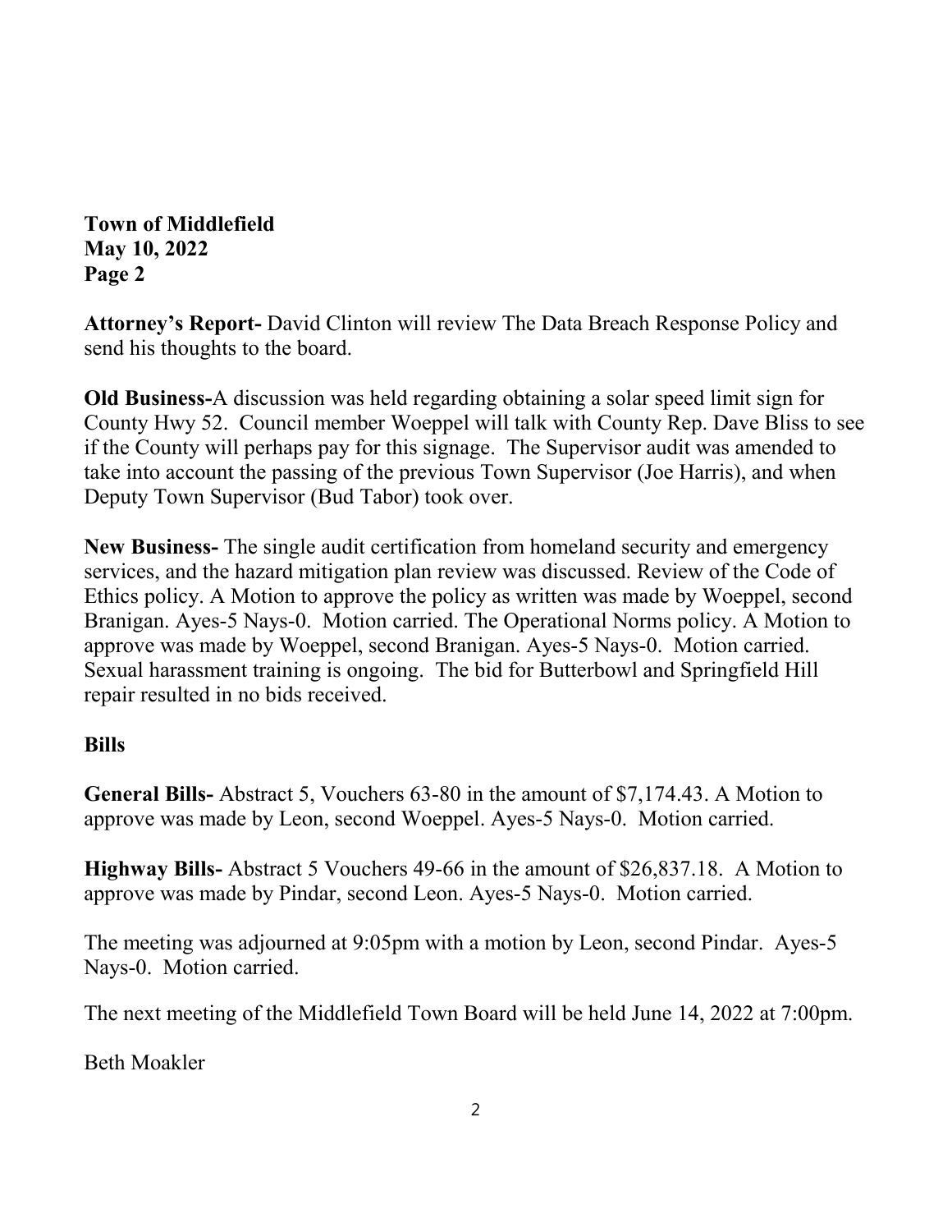**Attorney's Report-** David Clinton will review The Data Breach Response Policy and send his thoughts to the board.

**Old Business-**A discussion was held regarding obtaining a solar speed limit sign for County Hwy 52. Council member Woeppel will talk with County Rep. Dave Bliss to see if the County will perhaps pay for this signage. The Supervisor audit was amended to take into account the passing of the previous Town Supervisor (Joe Harris), and when Deputy Town Supervisor (Bud Tabor) took over.

**New Business-** The single audit certification from homeland security and emergency services, and the hazard mitigation plan review was discussed. Review of the Code of Ethics policy. A Motion to approve the policy as written was made by Woeppel, second Branigan. Ayes-5 Nays-0. Motion carried. The Operational Norms policy. A Motion to approve was made by Woeppel, second Branigan. Ayes-5 Nays-0. Motion carried. Sexual harassment training is ongoing. The bid for Butterbowl and Springfield Hill repair resulted in no bids received.

**Bills**

**General Bills-** Abstract 5, Vouchers 63-80 in the amount of $7,174.43. A Motion to approve was made by Leon, second Woeppel. Ayes-5 Nays-0. Motion carried.

**Highway Bills-** Abstract 5 Vouchers 49-66 in the amount of $26,837.18. A Motion to approve was made by Pindar, second Leon. Ayes-5 Nays-0. Motion carried.

The meeting was adjourned at 9:05pm with a motion by Leon, second Pindar. Ayes-5 Nays-0. Motion carried.

The next meeting of the Middlefield Town Board will be held June 14, 2022 at 7:00pm.

Beth Moakler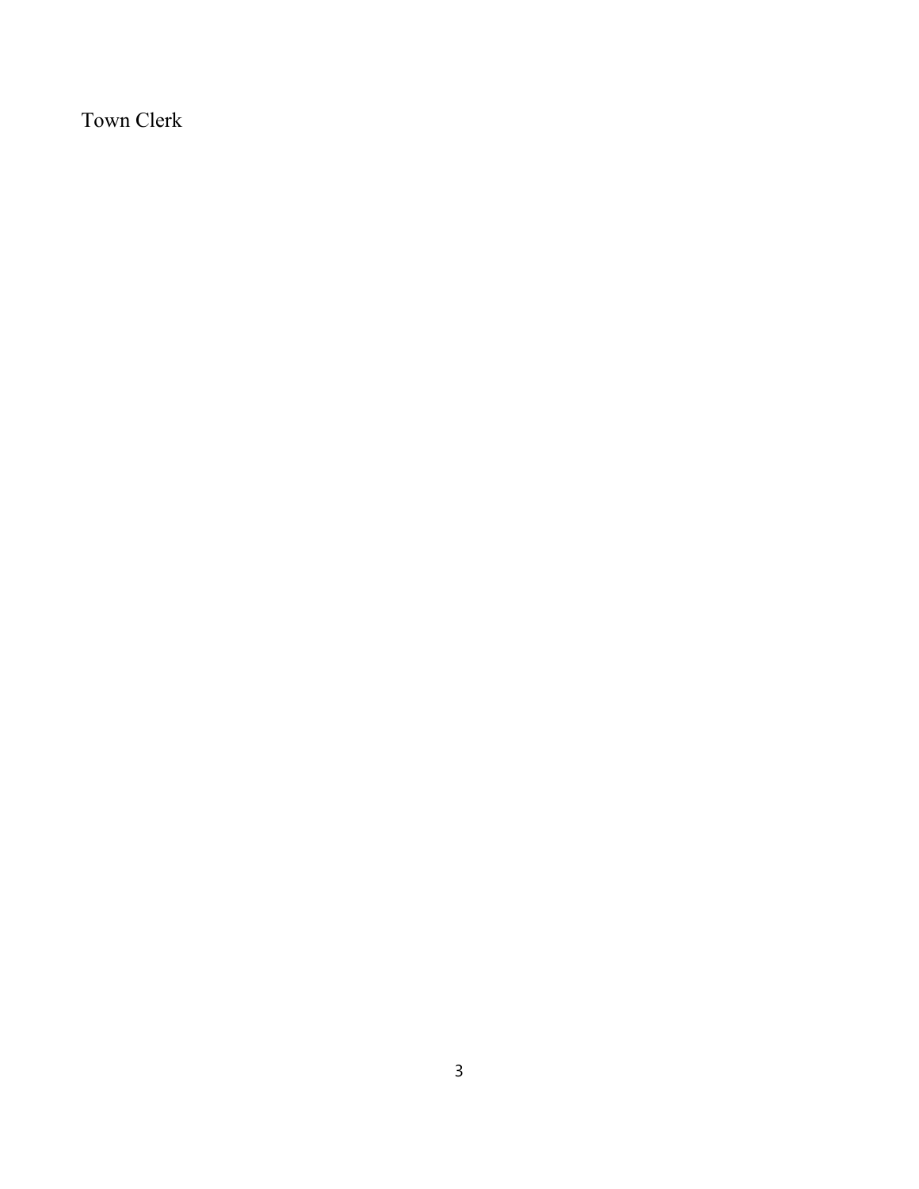Town Clerk